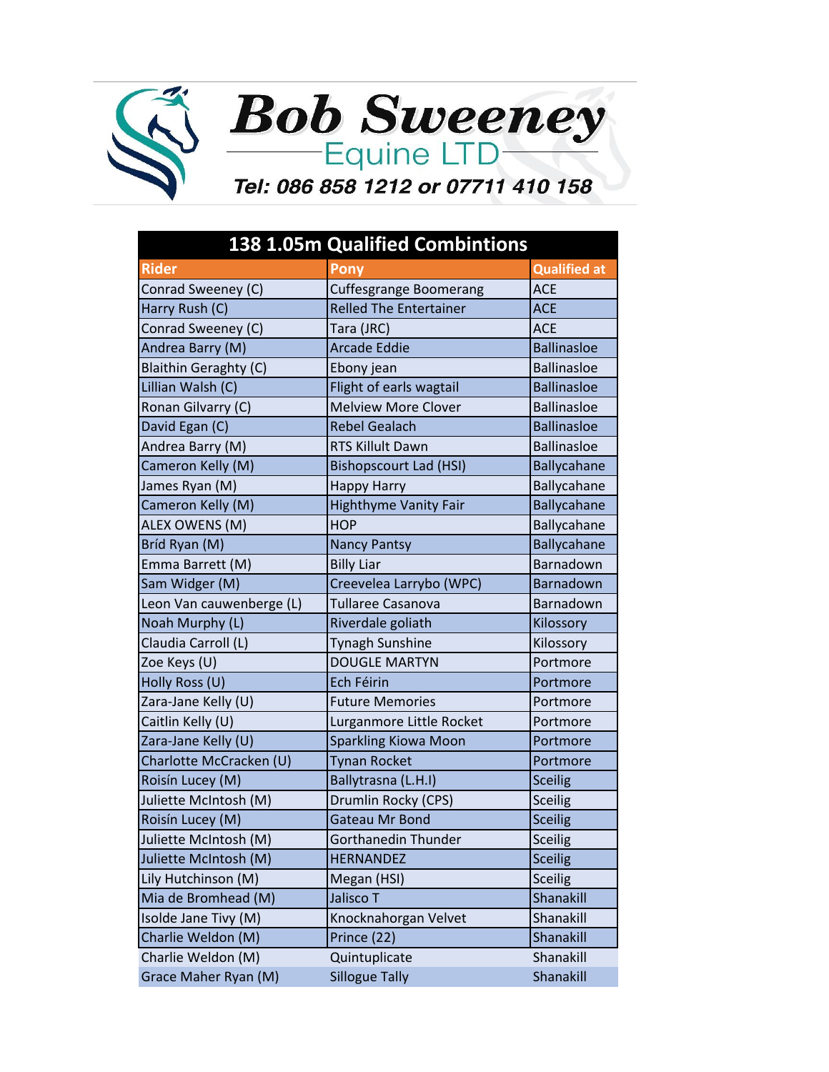# Bob Sweeney

## Equine LTD

**Tel: 086 858 1212 or 07711 410 158**

| 138 1.05m Qualified Combintions | | |
|---|---|---|
| **Rider** | **Pony** | **Qualified at** |
| Conrad Sweeney (C) | Cuffesgrange Boomerang | ACE |
| Harry Rush (C) | Relled The Entertainer | ACE |
| Conrad Sweeney (C) | Tara (JRC) | ACE |
| Andrea Barry (M) | Arcade Eddie | Ballinasloe |
| Blaithin Geraghty (C) | Ebony jean | Ballinasloe |
| Lillian Walsh (C) | Flight of earls wagtail | Ballinasloe |
| Ronan Gilvarry (C) | Melview More Clover | Ballinasloe |
| David Egan (C) | Rebel Gealach | Ballinasloe |
| Andrea Barry (M) | RTS Killult Dawn | Ballinasloe |
| Cameron Kelly (M) | Bishopscourt Lad (HSI) | Ballycahane |
| James Ryan (M) | Happy Harry | Ballycahane |
| Cameron Kelly (M) | Highthyme Vanity Fair | Ballycahane |
| ALEX OWENS (M) | HOP | Ballycahane |
| Bríd Ryan (M) | Nancy Pantsy | Ballycahane |
| Emma Barrett (M) | Billy Liar | Barnadown |
| Sam Widger (M) | Creevelea Larrybo (WPC) | Barnadown |
| Leon Van cauwenberge (L) | Tullaree Casanova | Barnadown |
| Noah Murphy (L) | Riverdale goliath | Kilossory |
| Claudia Carroll (L) | Tynagh Sunshine | Kilossory |
| Zoe Keys (U) | DOUGLE MARTYN | Portmore |
| Holly Ross (U) | Ech Féirin | Portmore |
| Zara-Jane Kelly (U) | Future Memories | Portmore |
| Caitlin Kelly (U) | Lurganmore Little Rocket | Portmore |
| Zara-Jane Kelly (U) | Sparkling Kiowa Moon | Portmore |
| Charlotte McCracken (U) | Tynan Rocket | Portmore |
| Roisín Lucey (M) | Ballytrasna (L.H.I) | Sceilig |
| Juliette McIntosh (M) | Drumlin Rocky (CPS) | Sceilig |
| Roisín Lucey (M) | Gateau Mr Bond | Sceilig |
| Juliette McIntosh (M) | Gorthanedin Thunder | Sceilig |
| Juliette McIntosh (M) | HERNANDEZ | Sceilig |
| Lily Hutchinson (M) | Megan (HSI) | Sceilig |
| Mia de Bromhead (M) | Jalisco T | Shanakill |
| Isolde Jane Tivy (M) | Knocknahorgan Velvet | Shanakill |
| Charlie Weldon (M) | Prince (22) | Shanakill |
| Charlie Weldon (M) | Quintuplicate | Shanakill |
| Grace Maher Ryan (M) | Sillogue Tally | Shanakill |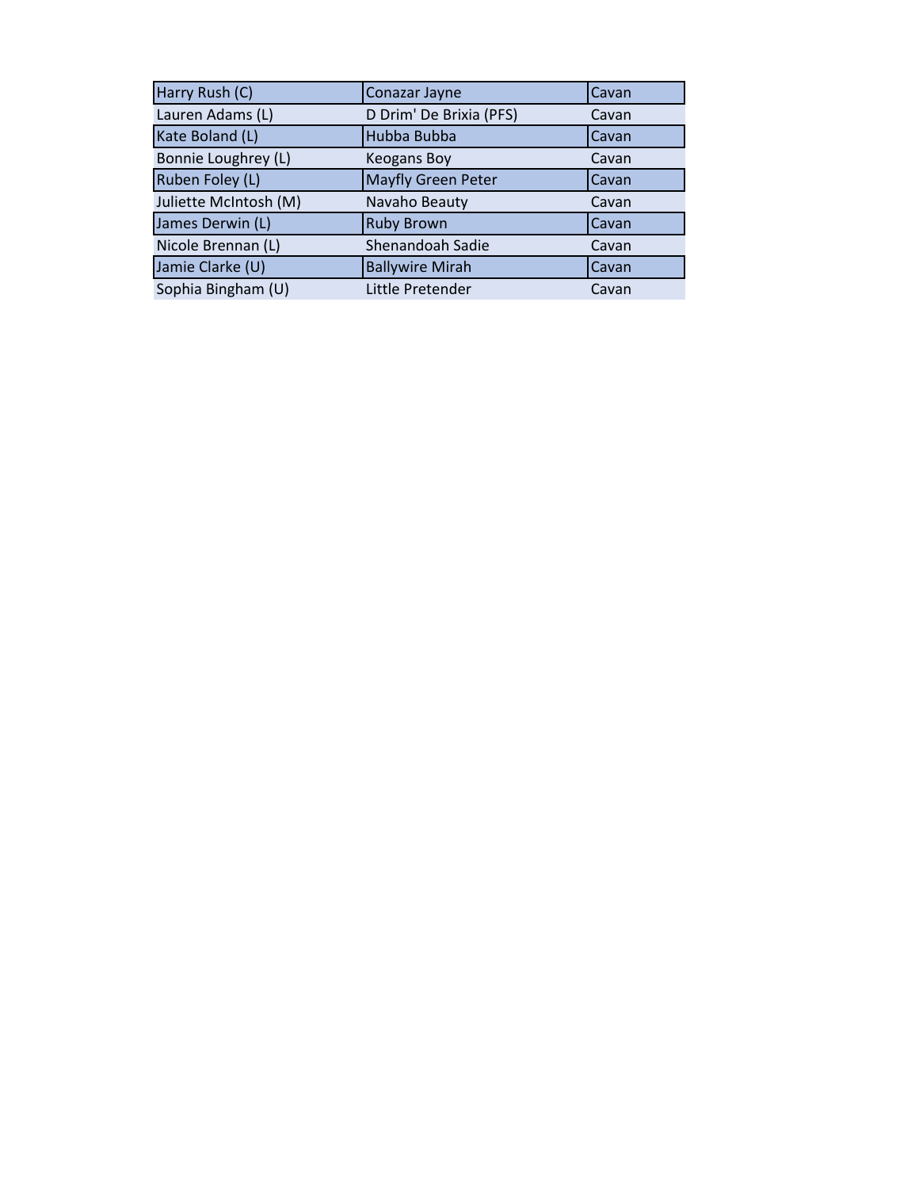| | | |
|---|---|---|
| Harry Rush (C) | Conazar Jayne | Cavan |
| Lauren Adams (L) | D Drim' De Brixia (PFS) | Cavan |
| Kate Boland (L) | Hubba Bubba | Cavan |
| Bonnie Loughrey (L) | Keogans Boy | Cavan |
| Ruben Foley (L) | Mayfly Green Peter | Cavan |
| Juliette McIntosh (M) | Navaho Beauty | Cavan |
| James Derwin (L) | Ruby Brown | Cavan |
| Nicole Brennan (L) | Shenandoah Sadie | Cavan |
| Jamie Clarke (U) | Ballywire Mirah | Cavan |
| Sophia Bingham (U) | Little Pretender | Cavan |